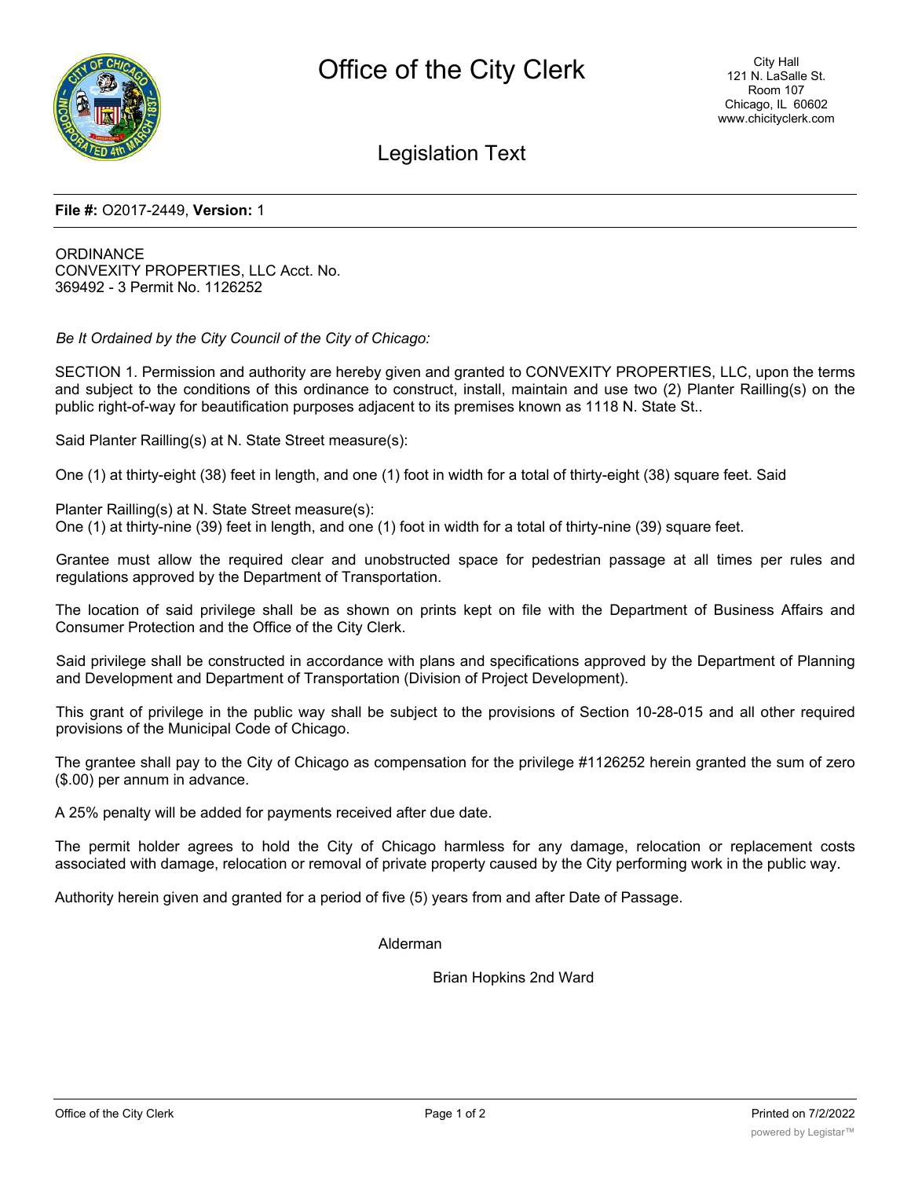# Office of the City Clerk

City Hall
121 N. LaSalle St.
Room 107
Chicago, IL 60602
www.chicityclerk.com

## Legislation Text

**File #:** O2017-2449, **Version:** 1

ORDINANCE
CONVEXITY PROPERTIES, LLC Acct. No. 369492 - 3 Permit No. 1126252

*Be It Ordained by the City Council of the City of Chicago:*

SECTION 1. Permission and authority are hereby given and granted to CONVEXITY PROPERTIES, LLC, upon the terms and subject to the conditions of this ordinance to construct, install, maintain and use two (2) Planter Railling(s) on the public right-of-way for beautification purposes adjacent to its premises known as 1118 N. State St..

Said Planter Railling(s) at N. State Street measure(s):

One (1) at thirty-eight (38) feet in length, and one (1) foot in width for a total of thirty-eight (38) square feet. Said

Planter Railling(s) at N. State Street measure(s):
One (1) at thirty-nine (39) feet in length, and one (1) foot in width for a total of thirty-nine (39) square feet.

Grantee must allow the required clear and unobstructed space for pedestrian passage at all times per rules and regulations approved by the Department of Transportation.

The location of said privilege shall be as shown on prints kept on file with the Department of Business Affairs and Consumer Protection and the Office of the City Clerk.

Said privilege shall be constructed in accordance with plans and specifications approved by the Department of Planning and Development and Department of Transportation (Division of Project Development).

This grant of privilege in the public way shall be subject to the provisions of Section 10-28-015 and all other required provisions of the Municipal Code of Chicago.

The grantee shall pay to the City of Chicago as compensation for the privilege #1126252 herein granted the sum of zero ($.00) per annum in advance.

A 25% penalty will be added for payments received after due date.

The permit holder agrees to hold the City of Chicago harmless for any damage, relocation or replacement costs associated with damage, relocation or removal of private property caused by the City performing work in the public way.

Authority herein given and granted for a period of five (5) years from and after Date of Passage.

Alderman

Brian Hopkins 2nd Ward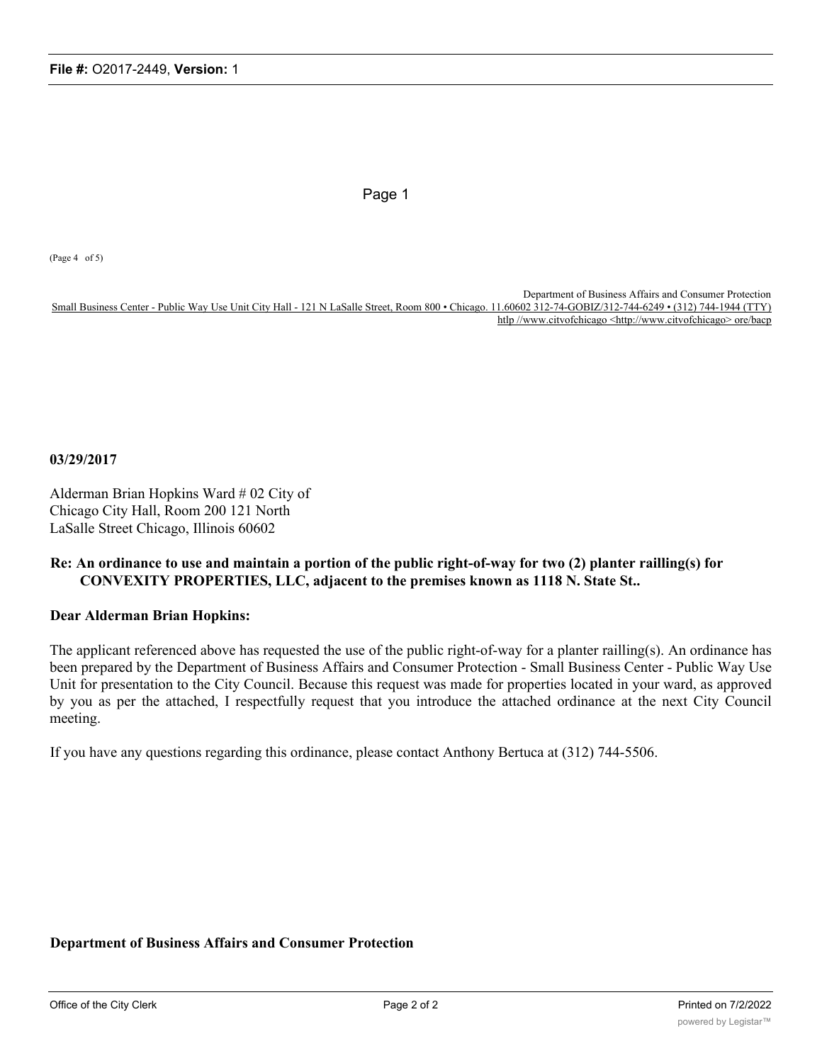(Page 4 of 5)

Department of Business Affairs and Consumer Protection
Small Business Center - Public Way Use Unit City Hall - 121 N LaSalle Street, Room 800 • Chicago. 11.60602 312-74-GOBIZ/312-744-6249 • (312) 744-1944 (TTY)
htlp //www.citvofchicago <http://www.citvofchicago> ore/bacp

**03/29/2017**

Alderman Brian Hopkins Ward # 02 City of Chicago City Hall, Room 200 121 North LaSalle Street Chicago, Illinois 60602

**Re: An ordinance to use and maintain a portion of the public right-of-way for two (2) planter railling(s) for CONVEXITY PROPERTIES, LLC, adjacent to the premises known as 1118 N. State St..**

**Dear Alderman Brian Hopkins:**

The applicant referenced above has requested the use of the public right-of-way for a planter railling(s). An ordinance has been prepared by the Department of Business Affairs and Consumer Protection - Small Business Center - Public Way Use Unit for presentation to the City Council. Because this request was made for properties located in your ward, as approved by you as per the attached, I respectfully request that you introduce the attached ordinance at the next City Council meeting.

If you have any questions regarding this ordinance, please contact Anthony Bertuca at (312) 744-5506.

**Department of Business Affairs and Consumer Protection**